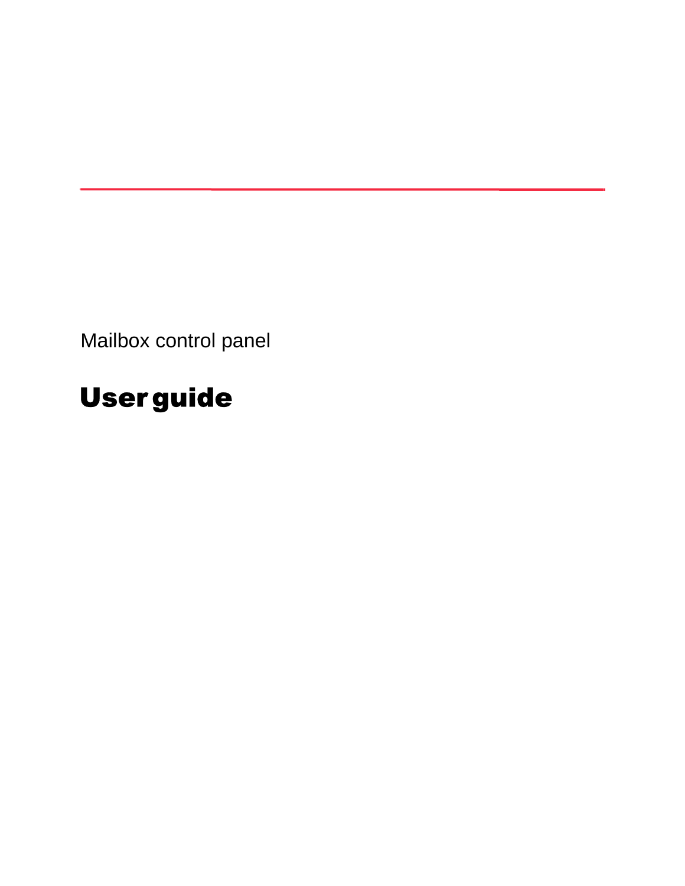Mailbox control panel

# User guide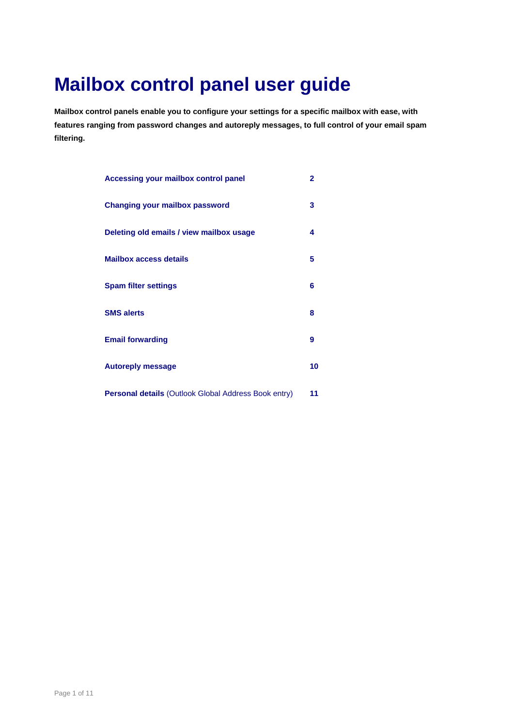# Mailbox control panel user guide

**Mailbox control panels enable you to configure your settings for a specific mailbox with ease, with features ranging from password changes and autoreply messages, to full control of your email spam filtering.**

| | |
|---|---|
| **Accessing your mailbox control panel** | **2** |
| **Changing your mailbox password** | **3** |
| **Deleting old emails / view mailbox usage** | **4** |
| **Mailbox access details** | **5** |
| **Spam filter settings** | **6** |
| **SMS alerts** | **8** |
| **Email forwarding** | **9** |
| **Autoreply message** | **10** |
| **Personal details** (Outlook Global Address Book entry) | **11** |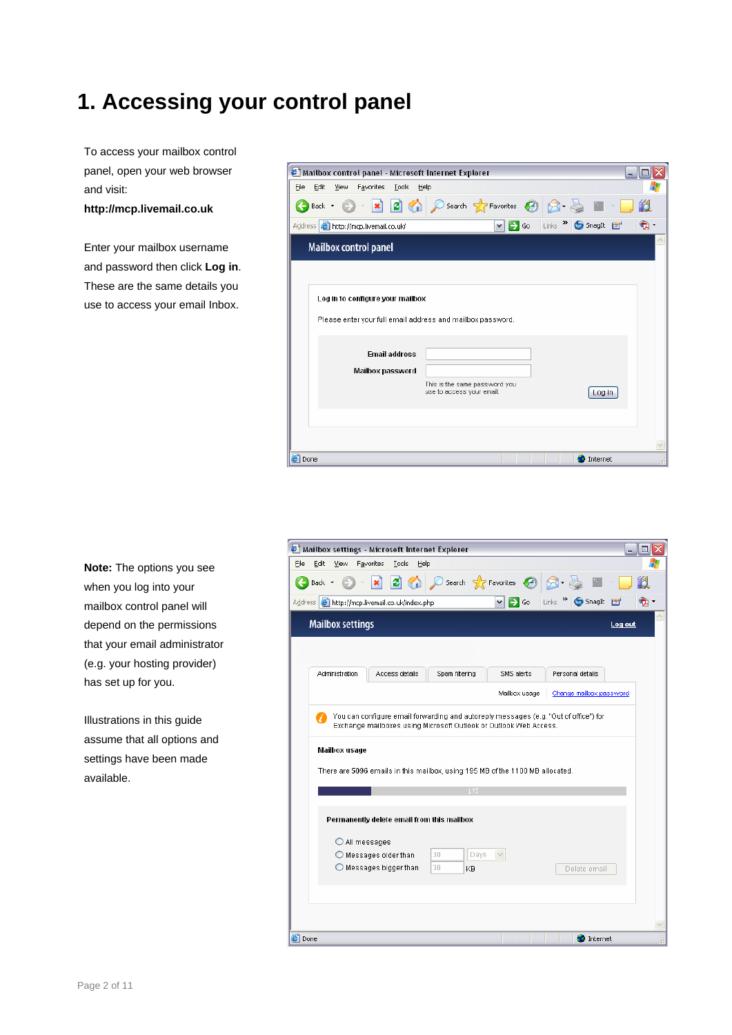# 1. Accessing your control panel

To access your mailbox control panel, open your web browser and visit:
**http://mcp.livemail.co.uk**

Enter your mailbox username and password then click **Log in**. These are the same details you use to access your email Inbox.

**Note:** The options you see when you log into your mailbox control panel will depend on the permissions that your email administrator (e.g. your hosting provider) has set up for you.

Illustrations in this guide assume that all options and settings have been made available.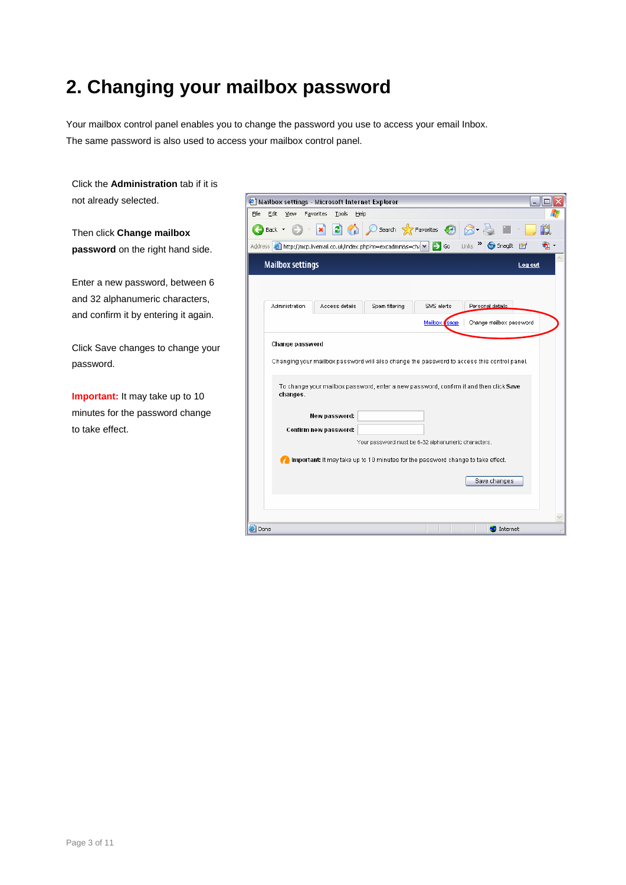# 2. Changing your mailbox password

Your mailbox control panel enables you to change the password you use to access your email Inbox. The same password is also used to access your mailbox control panel.

Click the **Administration** tab if it is not already selected.

Then click **Change mailbox password** on the right hand side.

Enter a new password, between 6 and 32 alphanumeric characters, and confirm it by entering it again.

Click Save changes to change your password.

**Important:** It may take up to 10 minutes for the password change to take effect.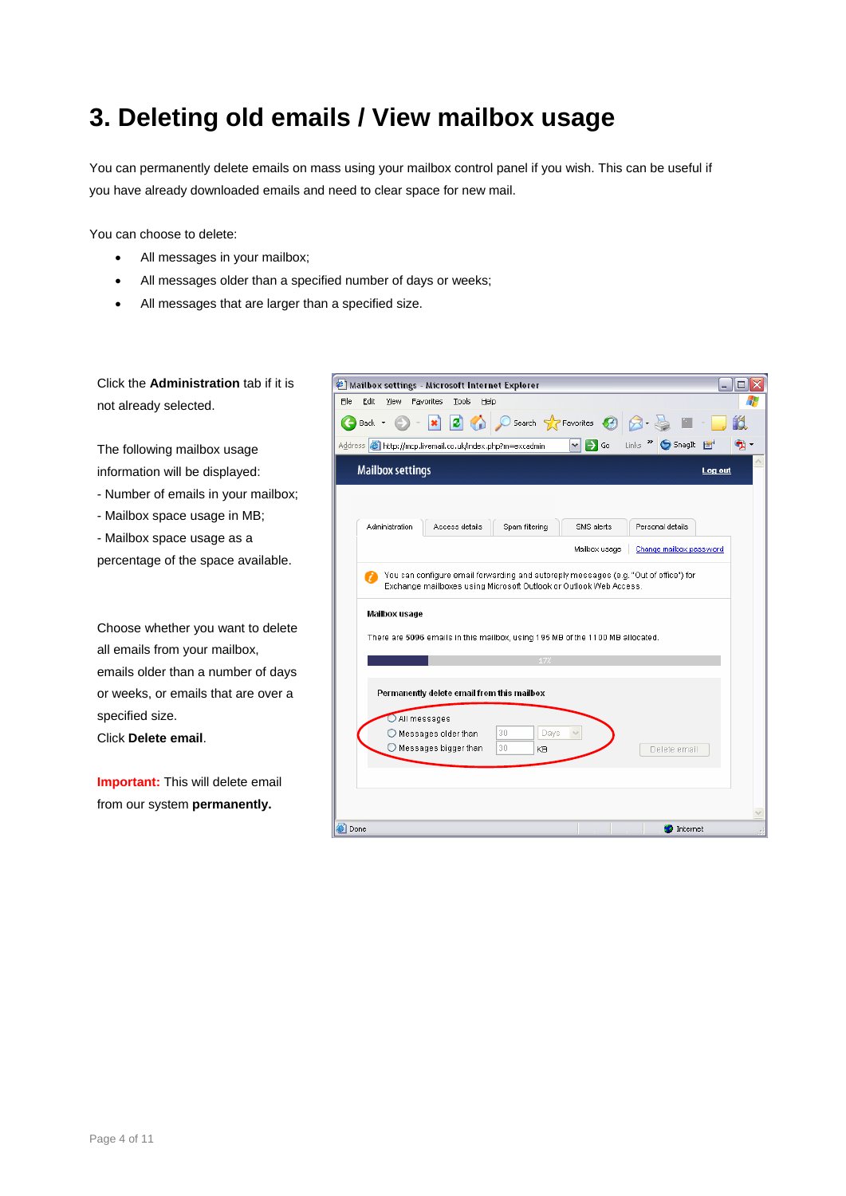# 3. Deleting old emails / View mailbox usage

You can permanently delete emails on mass using your mailbox control panel if you wish. This can be useful if you have already downloaded emails and need to clear space for new mail.

You can choose to delete:

- All messages in your mailbox;
- All messages older than a specified number of days or weeks;
- All messages that are larger than a specified size.

Click the **Administration** tab if it is not already selected.

The following mailbox usage information will be displayed:
- Number of emails in your mailbox;
- Mailbox space usage in MB;
- Mailbox space usage as a percentage of the space available.

Choose whether you want to delete all emails from your mailbox, emails older than a number of days or weeks, or emails that are over a specified size.
Click **Delete email**.

**Important:** This will delete email from our system **permanently.**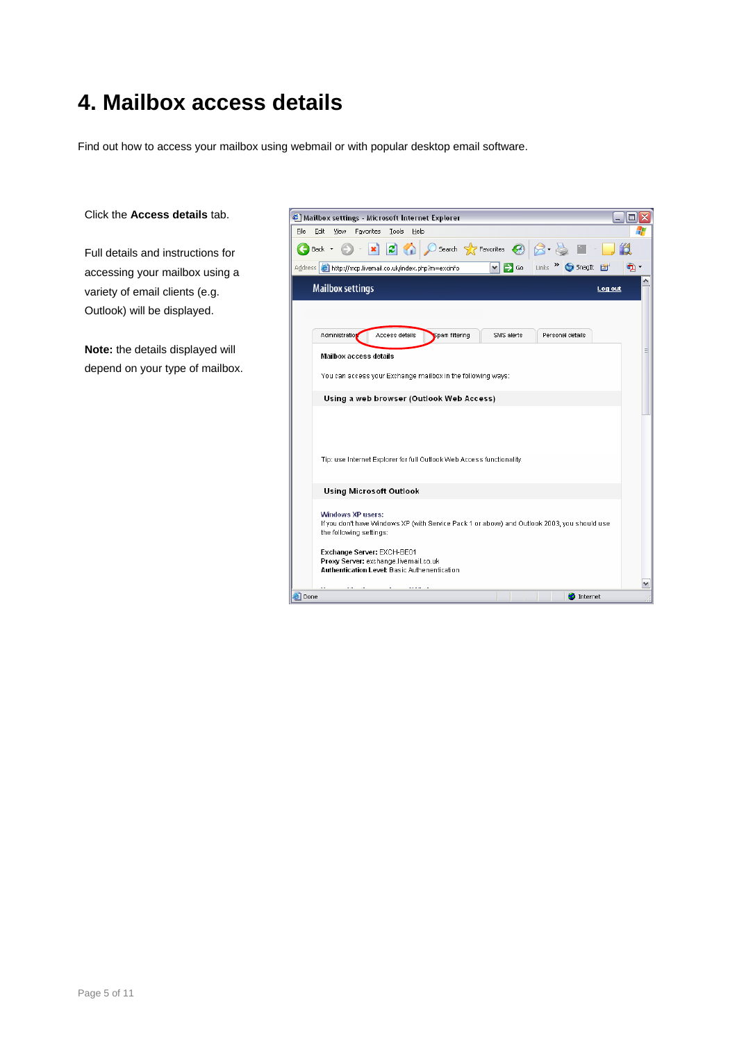# 4. Mailbox access details

Find out how to access your mailbox using webmail or with popular desktop email software.

Click the **Access details** tab.

Full details and instructions for accessing your mailbox using a variety of email clients (e.g. Outlook) will be displayed.

**Note:** the details displayed will depend on your type of mailbox.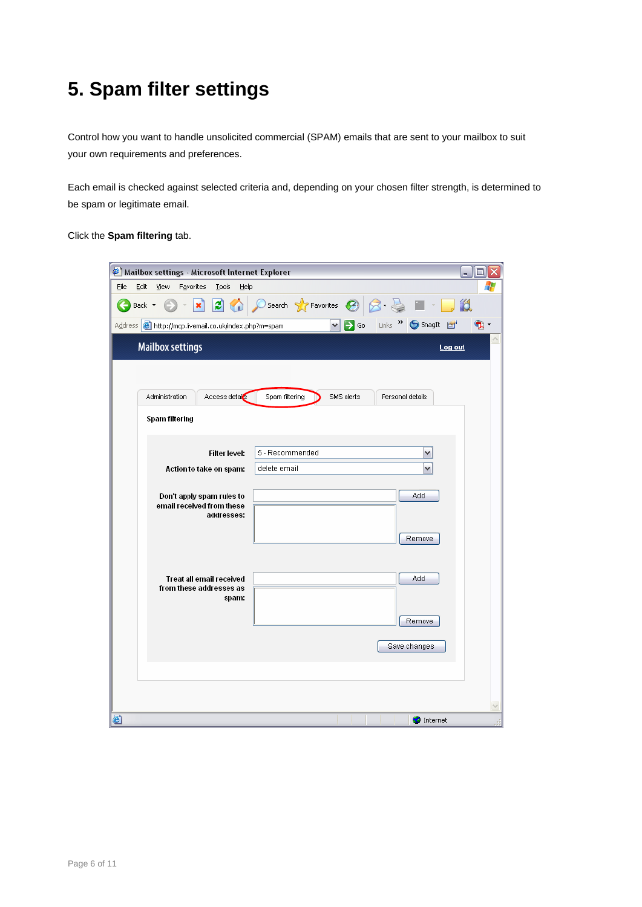# 5. Spam filter settings

Control how you want to handle unsolicited commercial (SPAM) emails that are sent to your mailbox to suit your own requirements and preferences.

Each email is checked against selected criteria and, depending on your chosen filter strength, is determined to be spam or legitimate email.

Click the **Spam filtering** tab.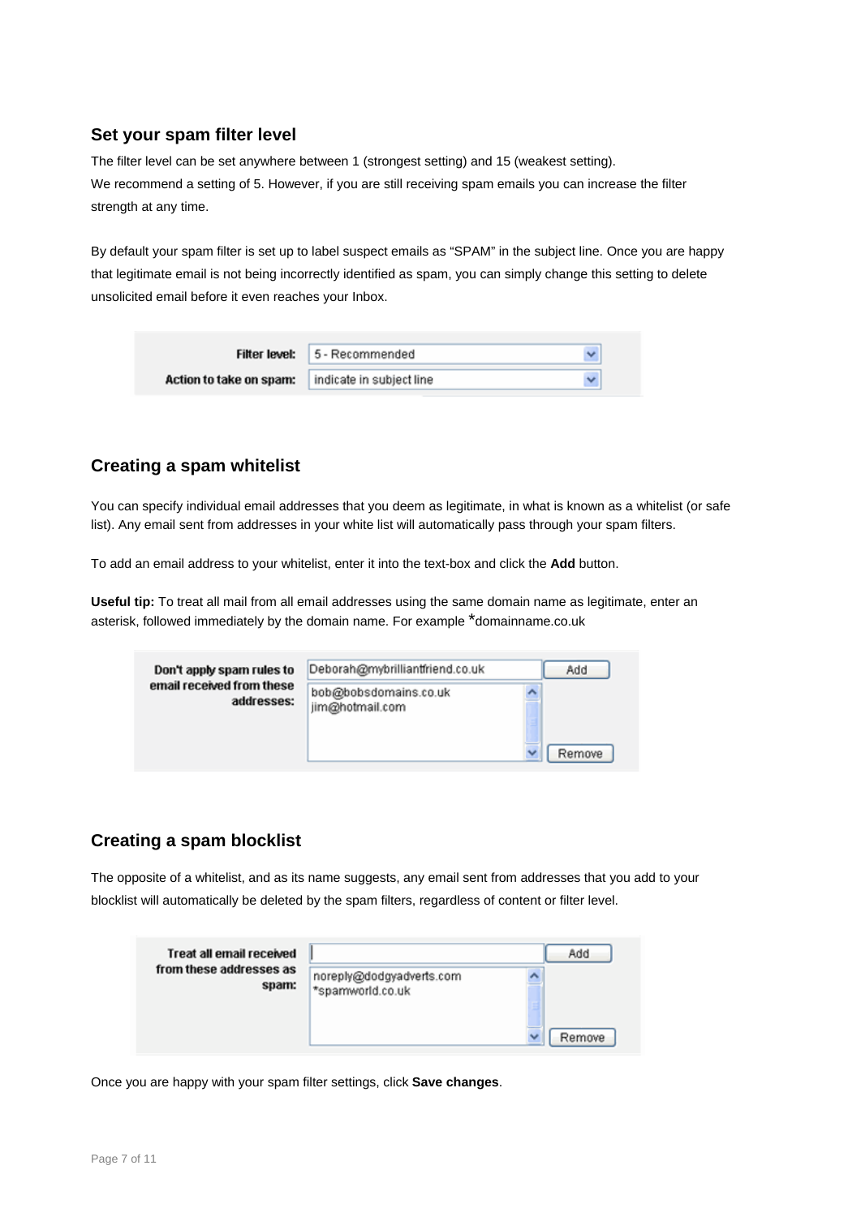## Set your spam filter level

The filter level can be set anywhere between 1 (strongest setting) and 15 (weakest setting).
We recommend a setting of 5. However, if you are still receiving spam emails you can increase the filter strength at any time.

By default your spam filter is set up to label suspect emails as “SPAM” in the subject line. Once you are happy that legitimate email is not being incorrectly identified as spam, you can simply change this setting to delete unsolicited email before it even reaches your Inbox.

| | |
|---|---|
| **Filter level:** | 5 - Recommended |
| **Action to take on spam:** | indicate in subject line |

## Creating a spam whitelist

You can specify individual email addresses that you deem as legitimate, in what is known as a whitelist (or safe list). Any email sent from addresses in your white list will automatically pass through your spam filters.

To add an email address to your whitelist, enter it into the text-box and click the **Add** button.

**Useful tip:** To treat all mail from all email addresses using the same domain name as legitimate, enter an asterisk, followed immediately by the domain name. For example *domainname.co.uk

**Don't apply spam rules to email received from these addresses:**

Deborah@mybrilliantfriend.co.uk [Add]

bob@bobsdomains.co.uk
jim@hotmail.com

[Remove]

## Creating a spam blocklist

The opposite of a whitelist, and as its name suggests, any email sent from addresses that you add to your blocklist will automatically be deleted by the spam filters, regardless of content or filter level.

**Treat all email received from these addresses as spam:**

[Add]

noreply@dodgyadverts.com
*spamworld.co.uk

[Remove]

Once you are happy with your spam filter settings, click **Save changes**.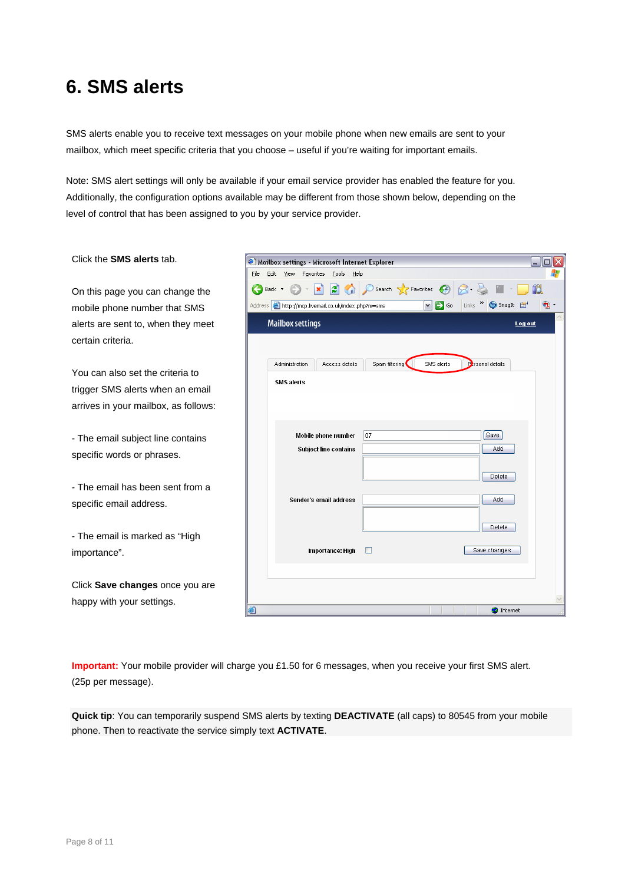# 6. SMS alerts

SMS alerts enable you to receive text messages on your mobile phone when new emails are sent to your mailbox, which meet specific criteria that you choose – useful if you're waiting for important emails.

Note: SMS alert settings will only be available if your email service provider has enabled the feature for you. Additionally, the configuration options available may be different from those shown below, depending on the level of control that has been assigned to you by your service provider.

Click the **SMS alerts** tab.

On this page you can change the mobile phone number that SMS alerts are sent to, when they meet certain criteria.

You can also set the criteria to trigger SMS alerts when an email arrives in your mailbox, as follows:

- The email subject line contains specific words or phrases.

- The email has been sent from a specific email address.

- The email is marked as "High importance".

Click **Save changes** once you are happy with your settings.

**Important:** Your mobile provider will charge you £1.50 for 6 messages, when you receive your first SMS alert. (25p per message).

**Quick tip**: You can temporarily suspend SMS alerts by texting **DEACTIVATE** (all caps) to 80545 from your mobile phone. Then to reactivate the service simply text **ACTIVATE**.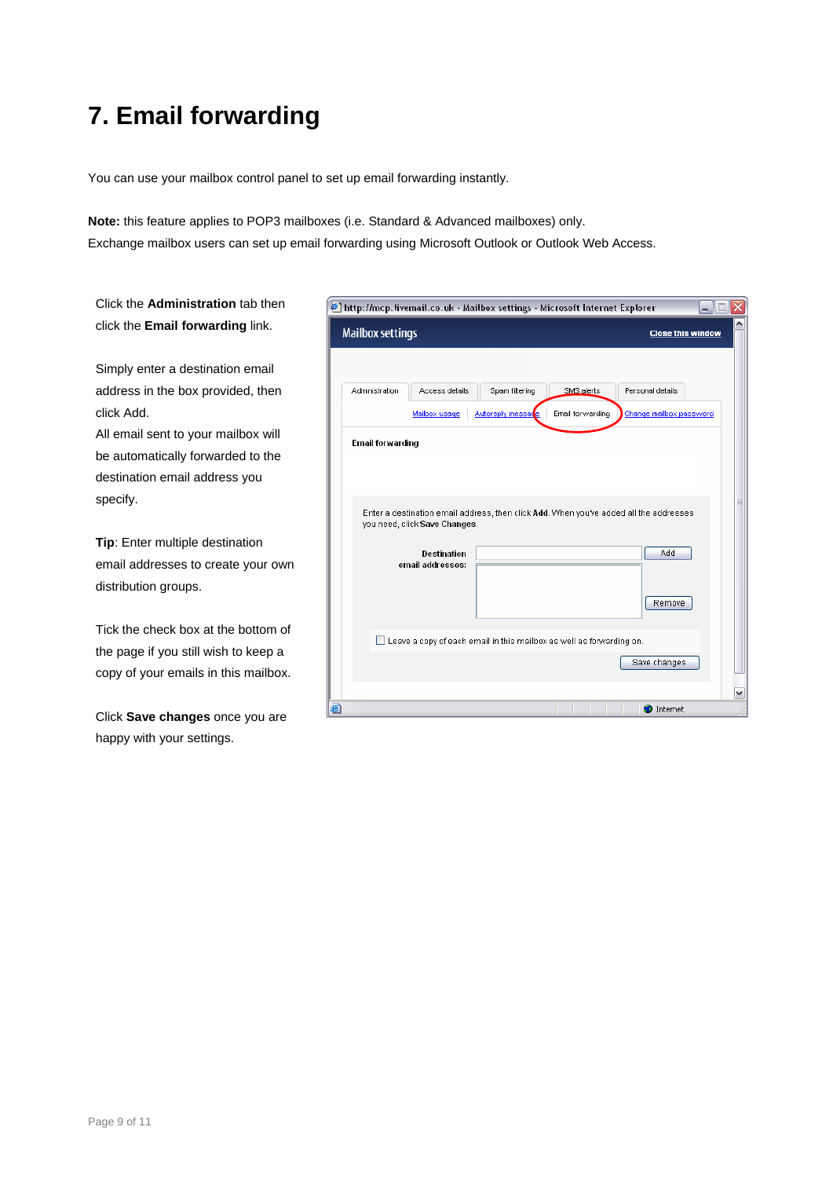# 7. Email forwarding

You can use your mailbox control panel to set up email forwarding instantly.

**Note:** this feature applies to POP3 mailboxes (i.e. Standard & Advanced mailboxes) only.
Exchange mailbox users can set up email forwarding using Microsoft Outlook or Outlook Web Access.

Click the **Administration** tab then click the **Email forwarding** link.

Simply enter a destination email address in the box provided, then click Add.
All email sent to your mailbox will be automatically forwarded to the destination email address you specify.

**Tip**: Enter multiple destination email addresses to create your own distribution groups.

Tick the check box at the bottom of the page if you still wish to keep a copy of your emails in this mailbox.

Click **Save changes** once you are happy with your settings.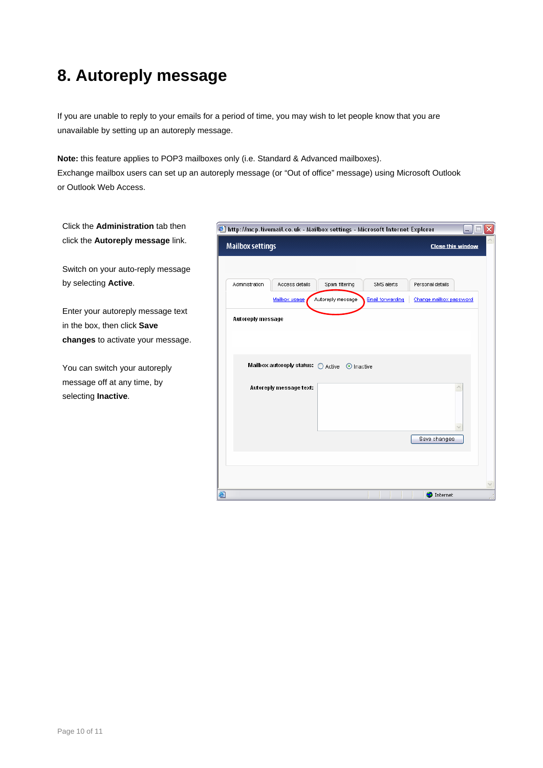# 8. Autoreply message

If you are unable to reply to your emails for a period of time, you may wish to let people know that you are unavailable by setting up an autoreply message.

**Note:** this feature applies to POP3 mailboxes only (i.e. Standard & Advanced mailboxes).
Exchange mailbox users can set up an autoreply message (or "Out of office" message) using Microsoft Outlook or Outlook Web Access.

Click the **Administration** tab then click the **Autoreply message** link.

Switch on your auto-reply message by selecting **Active**.

Enter your autoreply message text in the box, then click **Save changes** to activate your message.

You can switch your autoreply message off at any time, by selecting **Inactive**.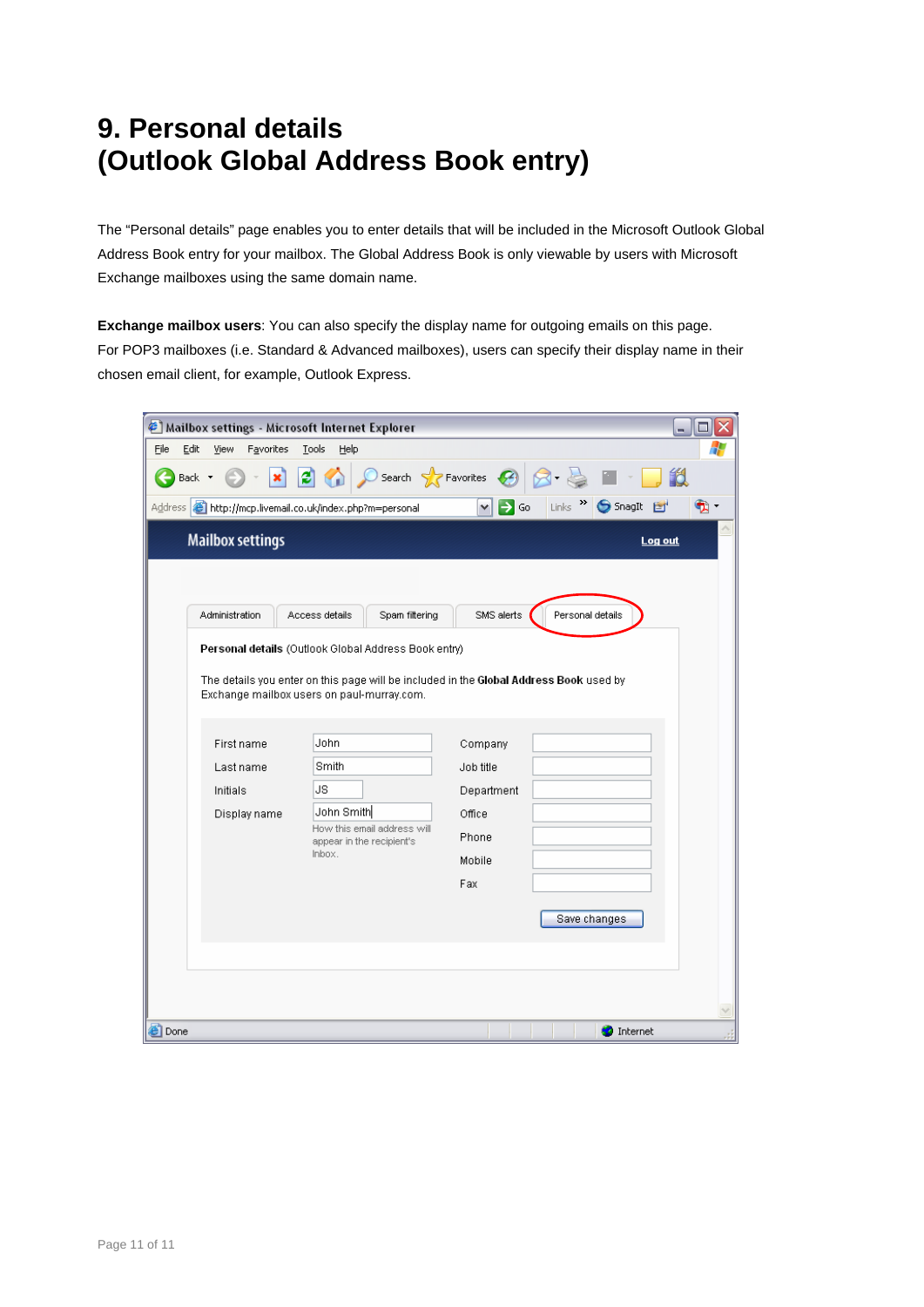# 9. Personal details (Outlook Global Address Book entry)

The "Personal details" page enables you to enter details that will be included in the Microsoft Outlook Global Address Book entry for your mailbox. The Global Address Book is only viewable by users with Microsoft Exchange mailboxes using the same domain name.

**Exchange mailbox users**: You can also specify the display name for outgoing emails on this page. For POP3 mailboxes (i.e. Standard & Advanced mailboxes), users can specify their display name in their chosen email client, for example, Outlook Express.